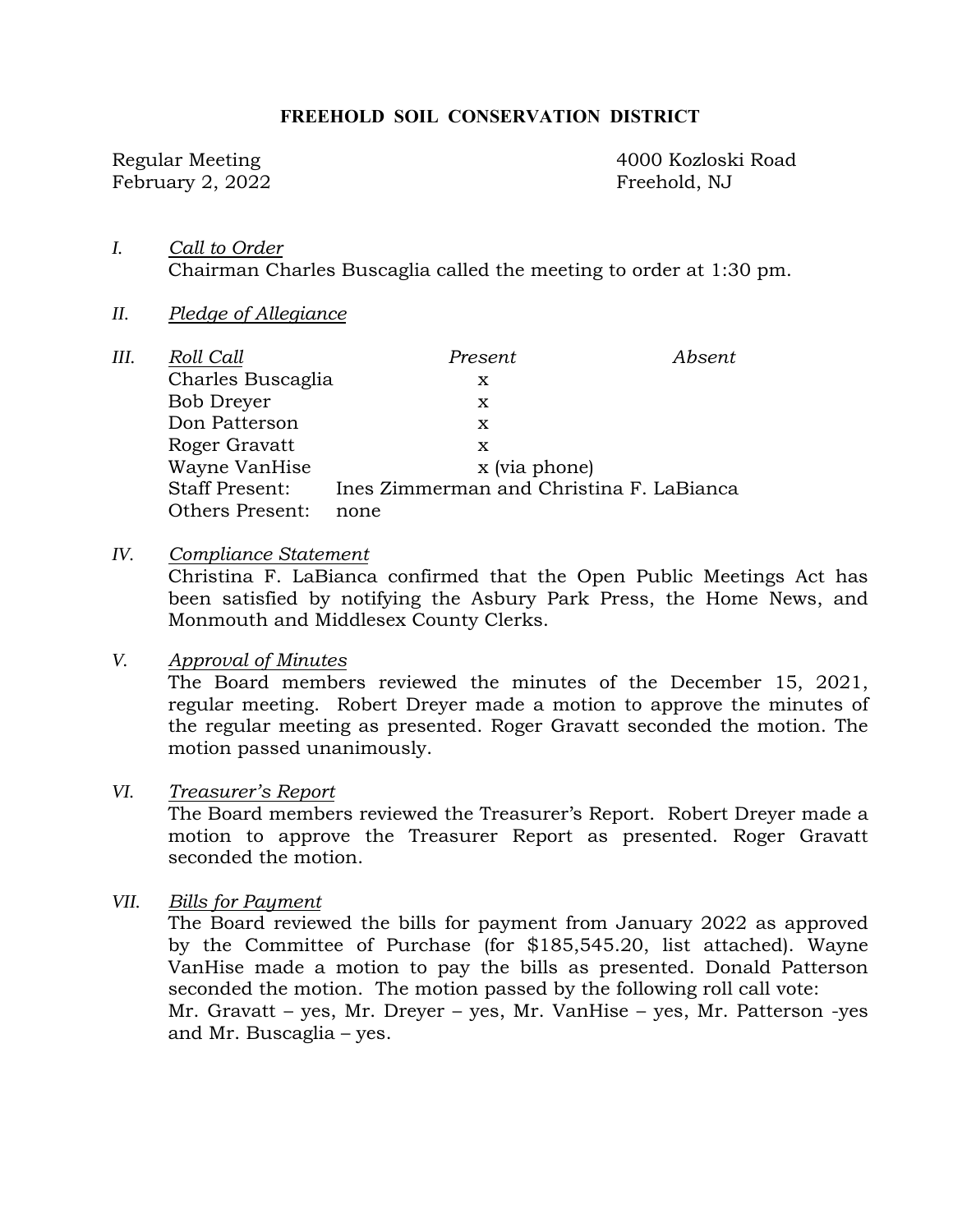# FREEHOLD SOIL CONSERVATION DISTRICT

Regular Meeting
February 2, 2022

4000 Kozloski Road
Freehold, NJ

*I.* *Call to Order*
Chairman Charles Buscaglia called the meeting to order at 1:30 pm.

*II.* *Pledge of Allegiance*

*III.* *Roll Call*

| | *Present* | *Absent* |
|---|---|---|
| Charles Buscaglia | x | |
| Bob Dreyer | x | |
| Don Patterson | x | |
| Roger Gravatt | x | |
| Wayne VanHise | x (via phone) | |

Staff Present: Ines Zimmerman and Christina F. LaBianca
Others Present: none

*IV.* *Compliance Statement*
Christina F. LaBianca confirmed that the Open Public Meetings Act has been satisfied by notifying the Asbury Park Press, the Home News, and Monmouth and Middlesex County Clerks.

*V.* *Approval of Minutes*
The Board members reviewed the minutes of the December 15, 2021, regular meeting. Robert Dreyer made a motion to approve the minutes of the regular meeting as presented. Roger Gravatt seconded the motion. The motion passed unanimously.

*VI.* *Treasurer's Report*
The Board members reviewed the Treasurer's Report. Robert Dreyer made a motion to approve the Treasurer Report as presented. Roger Gravatt seconded the motion.

*VII.* *Bills for Payment*
The Board reviewed the bills for payment from January 2022 as approved by the Committee of Purchase (for $185,545.20, list attached). Wayne VanHise made a motion to pay the bills as presented. Donald Patterson seconded the motion. The motion passed by the following roll call vote:
Mr. Gravatt – yes, Mr. Dreyer – yes, Mr. VanHise – yes, Mr. Patterson -yes and Mr. Buscaglia – yes.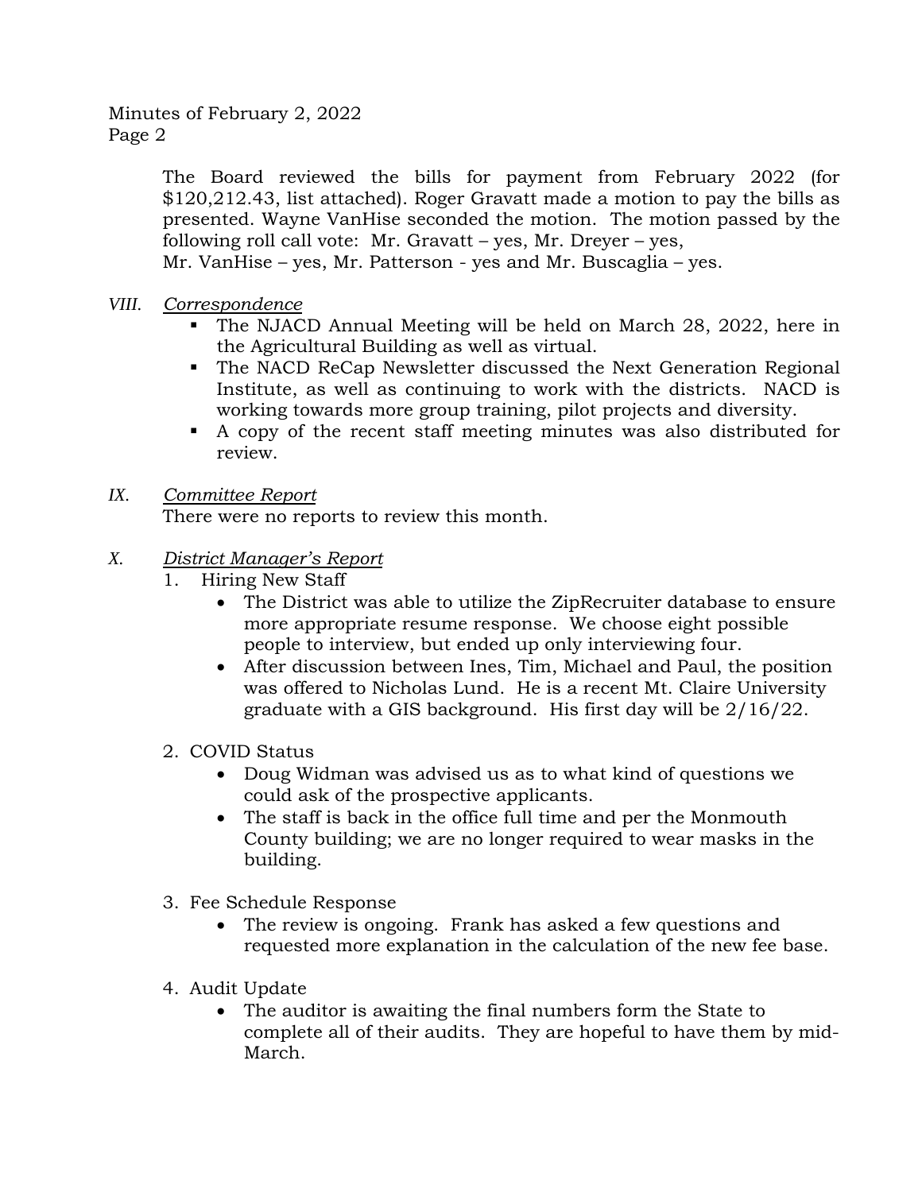The Board reviewed the bills for payment from February 2022 (for $120,212.43, list attached). Roger Gravatt made a motion to pay the bills as presented. Wayne VanHise seconded the motion. The motion passed by the following roll call vote: Mr. Gravatt – yes, Mr. Dreyer – yes, Mr. VanHise – yes, Mr. Patterson - yes and Mr. Buscaglia – yes.

*VIII.* *Correspondence*

- The NJACD Annual Meeting will be held on March 28, 2022, here in the Agricultural Building as well as virtual.
- The NACD ReCap Newsletter discussed the Next Generation Regional Institute, as well as continuing to work with the districts. NACD is working towards more group training, pilot projects and diversity.
- A copy of the recent staff meeting minutes was also distributed for review.

*IX.* *Committee Report*

There were no reports to review this month.

*X.* *District Manager's Report*

1. Hiring New Staff
   - The District was able to utilize the ZipRecruiter database to ensure more appropriate resume response. We choose eight possible people to interview, but ended up only interviewing four.
   - After discussion between Ines, Tim, Michael and Paul, the position was offered to Nicholas Lund. He is a recent Mt. Claire University graduate with a GIS background. His first day will be 2/16/22.

2. COVID Status
   - Doug Widman was advised us as to what kind of questions we could ask of the prospective applicants.
   - The staff is back in the office full time and per the Monmouth County building; we are no longer required to wear masks in the building.

3. Fee Schedule Response
   - The review is ongoing. Frank has asked a few questions and requested more explanation in the calculation of the new fee base.

4. Audit Update
   - The auditor is awaiting the final numbers form the State to complete all of their audits. They are hopeful to have them by mid-March.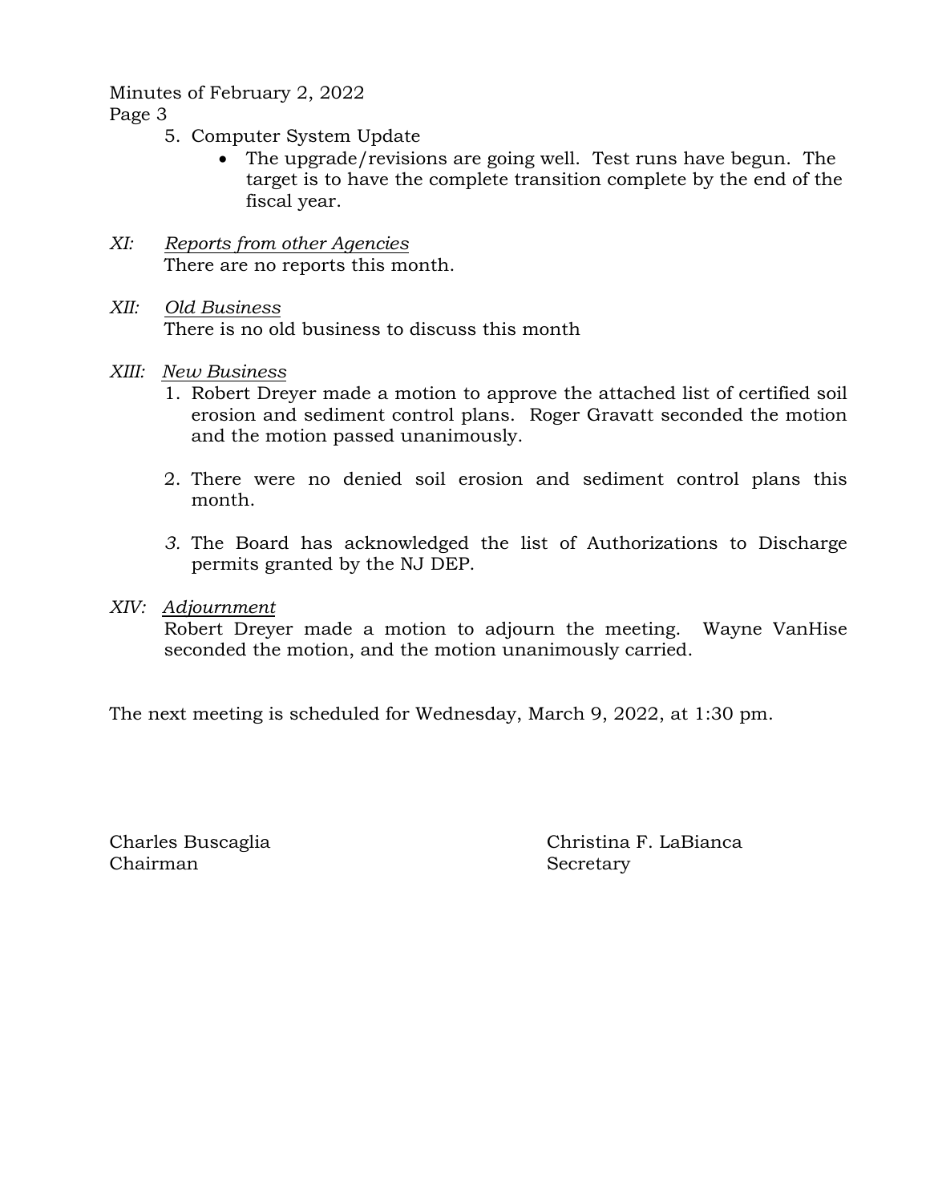5. Computer System Update
    - The upgrade/revisions are going well. Test runs have begun. The target is to have the complete transition complete by the end of the fiscal year.

*XI:* *Reports from other Agencies*

There are no reports this month.

*XII:* *Old Business*

There is no old business to discuss this month

*XIII:* *New Business*

1. Robert Dreyer made a motion to approve the attached list of certified soil erosion and sediment control plans. Roger Gravatt seconded the motion and the motion passed unanimously.

2. There were no denied soil erosion and sediment control plans this month.

3. The Board has acknowledged the list of Authorizations to Discharge permits granted by the NJ DEP.

*XIV:* *Adjournment*

Robert Dreyer made a motion to adjourn the meeting. Wayne VanHise seconded the motion, and the motion unanimously carried.

The next meeting is scheduled for Wednesday, March 9, 2022, at 1:30 pm.

Charles Buscaglia
Chairman

Christina F. LaBianca
Secretary